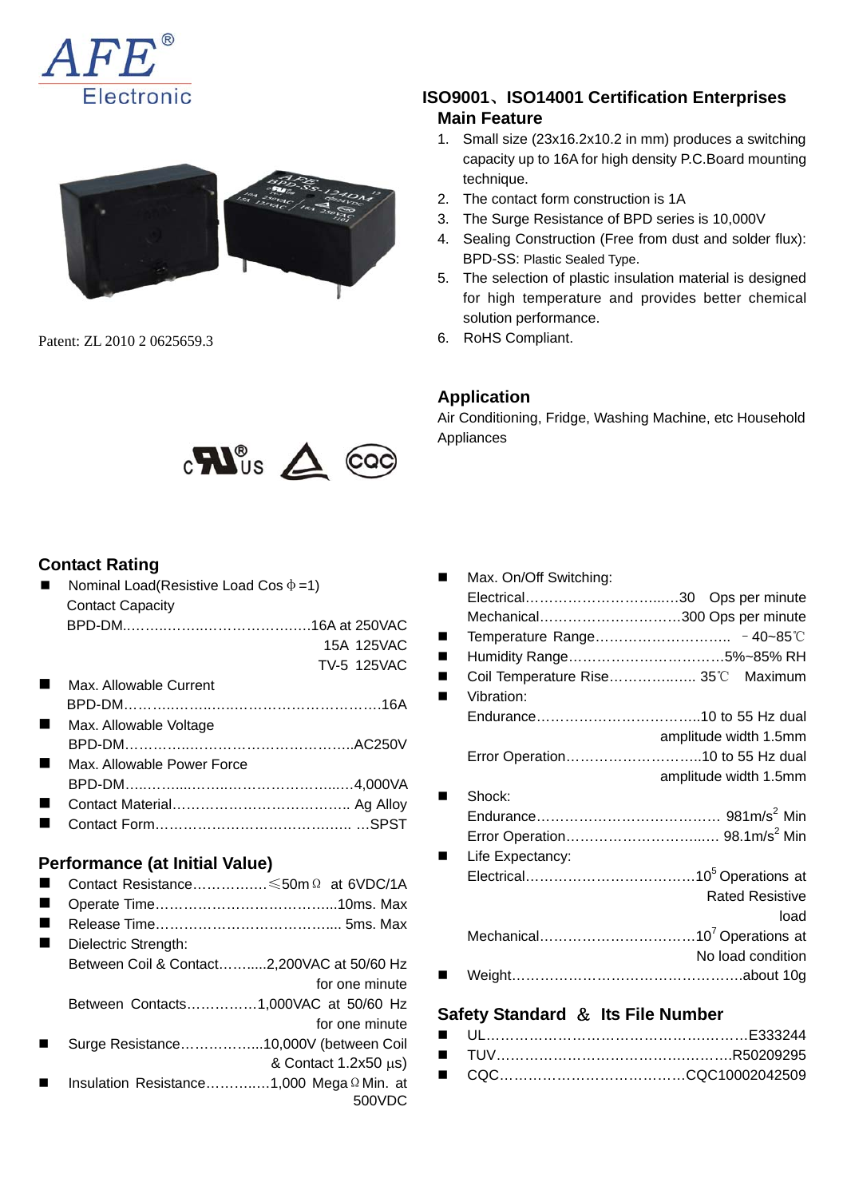# AFE® Electronic

Patent: ZL 2010 2 0625659.3

## ISO9001、ISO14001 Certification Enterprises

### Main Feature

1. Small size (23x16.2x10.2 in mm) produces a switching capacity up to 16A for high density P.C.Board mounting technique.
2. The contact form construction is 1A
3. The Surge Resistance of BPD series is 10,000V
4. Sealing Construction (Free from dust and solder flux): BPD-SS: Plastic Sealed Type.
5. The selection of plastic insulation material is designed for high temperature and provides better chemical solution performance.
6. RoHS Compliant.

### Application

Air Conditioning, Fridge, Washing Machine, etc Household Appliances

### Contact Rating

- Nominal Load(Resistive Load Cos φ =1)
  Contact Capacity
  BPD-DM……………………………………16A at 250VAC
  15A 125VAC
  TV-5 125VAC
- Max. Allowable Current
  BPD-DM………………………………………………16A
- Max. Allowable Voltage
  BPD-DM……………………………………………AC250V
- Max. Allowable Power Force
  BPD-DM……………………………………………4,000VA
- Contact Material……………………………… Ag Alloy
- Contact Form……………………………………SPST

### Performance (at Initial Value)

- Contact Resistance……………≤50mΩ at 6VDC/1A
- Operate Time…………………………………10ms. Max
- Release Time…………………………………5ms. Max
- Dielectric Strength:
  Between Coil & Contact………2,200VAC at 50/60 Hz for one minute
  Between Contacts……………1,000VAC at 50/60 Hz for one minute
- Surge Resistance……………10,000V (between Coil & Contact 1.2x50 μs)
- Insulation Resistance…………1,000 MegaΩ Min. at 500VDC
- Max. On/Off Switching:
  Electrical……………………………30 Ops per minute
  Mechanical…………………………300 Ops per minute
- Temperature Range………………………… －40~85℃
- Humidity Range……………………………5%~85% RH
- Coil Temperature Rise……………… 35℃ Maximum
- Vibration:
  Endurance……………………………10 to 55 Hz dual amplitude width 1.5mm
  Error Operation………………………10 to 55 Hz dual amplitude width 1.5mm
- Shock:
  Endurance………………………………… 981m/s$^2$ Min
  Error Operation…………………………… 98.1m/s$^2$ Min
- Life Expectancy:
  Electrical………………………………$10^5$ Operations at Rated Resistive load
  Mechanical……………………………$10^7$ Operations at No load condition
- Weight…………………………………………about 10g

### Safety Standard ＆ Its File Number

- UL………………………………………………E333244
- TUV……………………………………………R50209295
- CQC………………………………CQC10002042509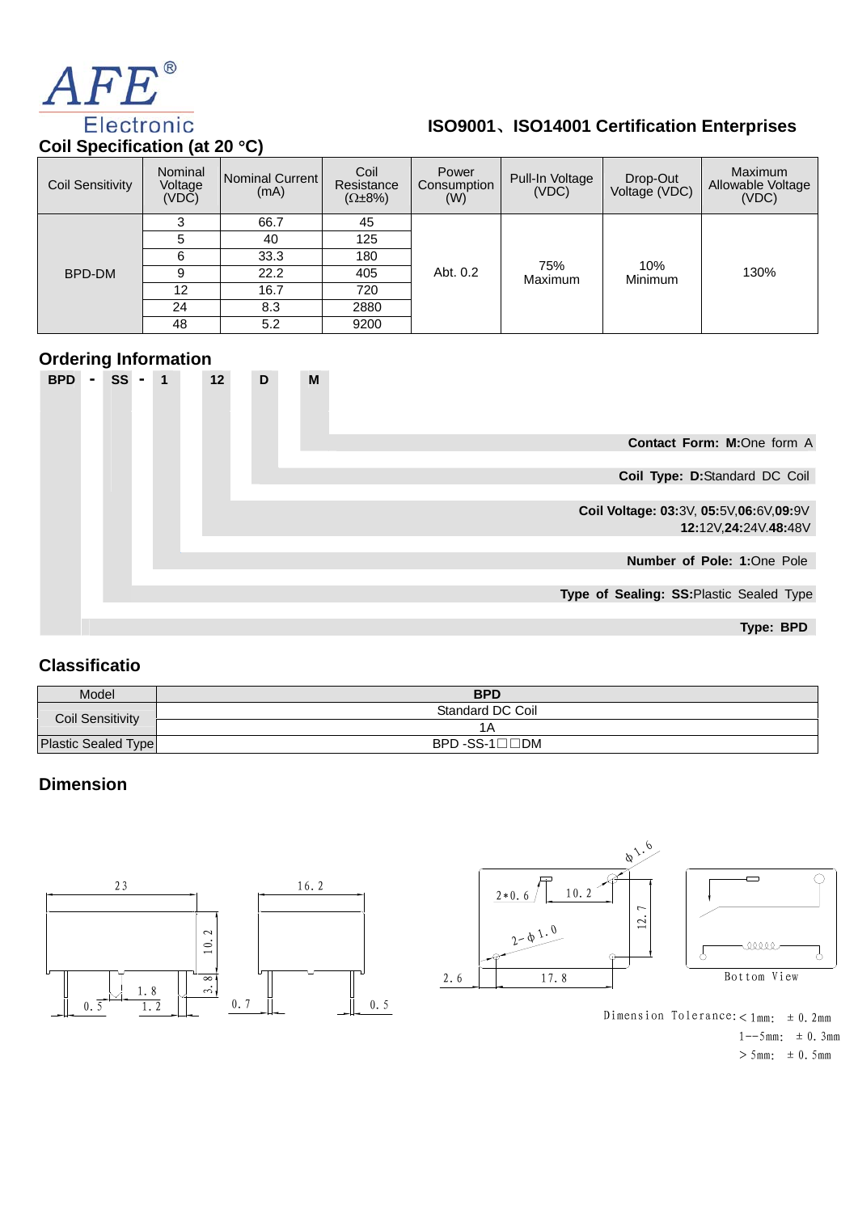AFE® Electronic

ISO9001、ISO14001 Certification Enterprises

## Coil Specification (at 20 °C)

| Coil Sensitivity | Nominal Voltage (VDC) | Nominal Current (mA) | Coil Resistance (Ω±8%) | Power Consumption (W) | Pull-In Voltage (VDC) | Drop-Out Voltage (VDC) | Maximum Allowable Voltage (VDC) |
|---|---|---|---|---|---|---|---|
| BPD-DM | 3 | 66.7 | 45 | Abt. 0.2 | 75% Maximum | 10% Minimum | 130% |
| | 5 | 40 | 125 | | | | |
| | 6 | 33.3 | 180 | | | | |
| | 9 | 22.2 | 405 | | | | |
| | 12 | 16.7 | 720 | | | | |
| | 24 | 8.3 | 2880 | | | | |
| | 48 | 5.2 | 9200 | | | | |

## Ordering Information

**BPD - SS - 1 12 D M**

- **Contact Form: M:**One form A
- **Coil Type: D:**Standard DC Coil
- **Coil Voltage: 03:**3V, **05:**5V,**06:**6V,**09:**9V **12:**12V,**24:**24V.**48:**48V
- **Number of Pole: 1:**One Pole
- **Type of Sealing: SS:**Plastic Sealed Type
- **Type: BPD**

## Classificatio

| Model | BPD |
|---|---|
| Coil Sensitivity | Standard DC Coil |
| | 1A |
| Plastic Sealed Type | BPD -SS-1□□DM |

## Dimension

23
10.2
3.8
1.8
0.5
1.2
16.2
0.7
0.5
φ1.6
2*0.6
10.2
12.7
2-φ1.0
2.6
17.8
Bottom View

Dimension Tolerance: < 1mm: ± 0.2mm
1--5mm: ± 0.3mm
> 5mm: ± 0.5mm